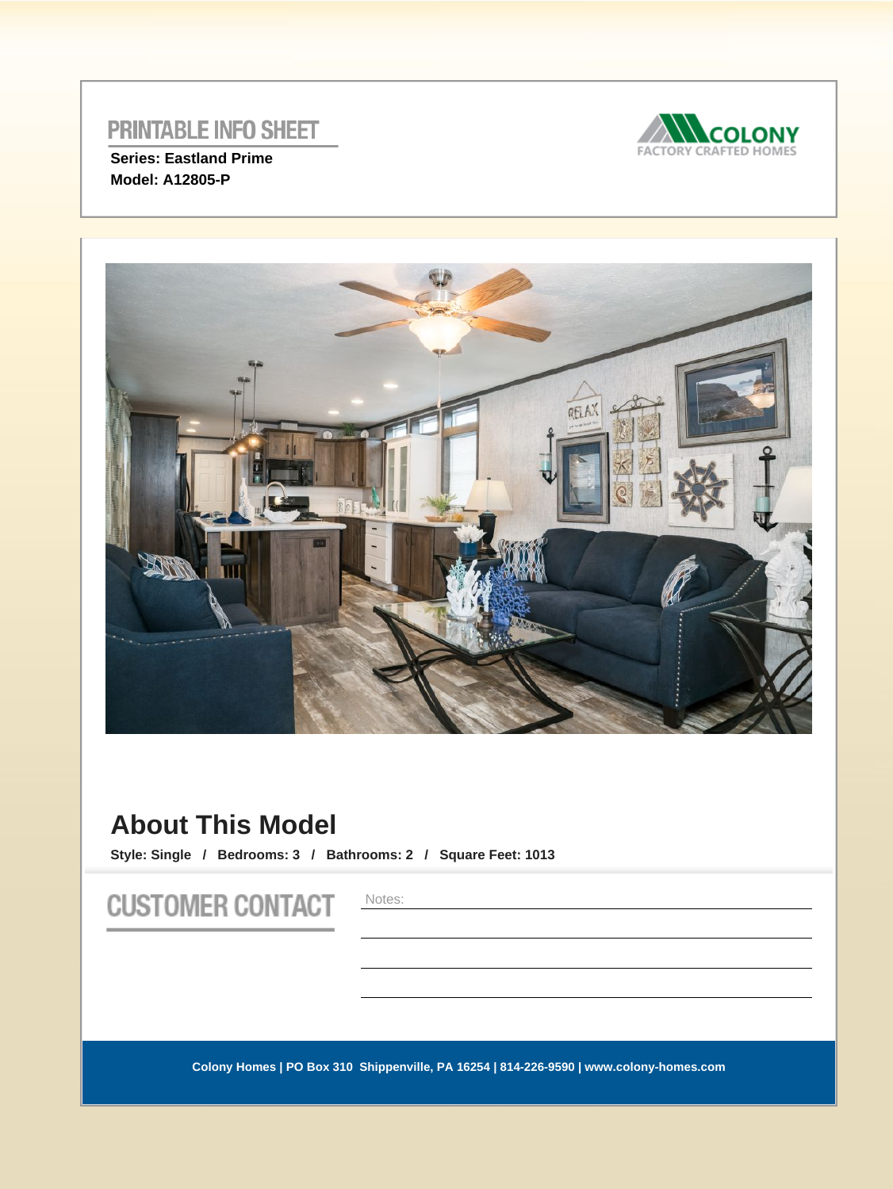# PRINTABLE INFO SHEET

**Series: Eastland Prime**
**Model: A12805-P**

COLONY
FACTORY CRAFTED HOMES

## About This Model

**Style: Single / Bedrooms: 3 / Bathrooms: 2 / Square Feet: 1013**

## CUSTOMER CONTACT

Notes:

**Colony Homes | PO Box 310 Shippenville, PA 16254 | 814-226-9590 | www.colony-homes.com**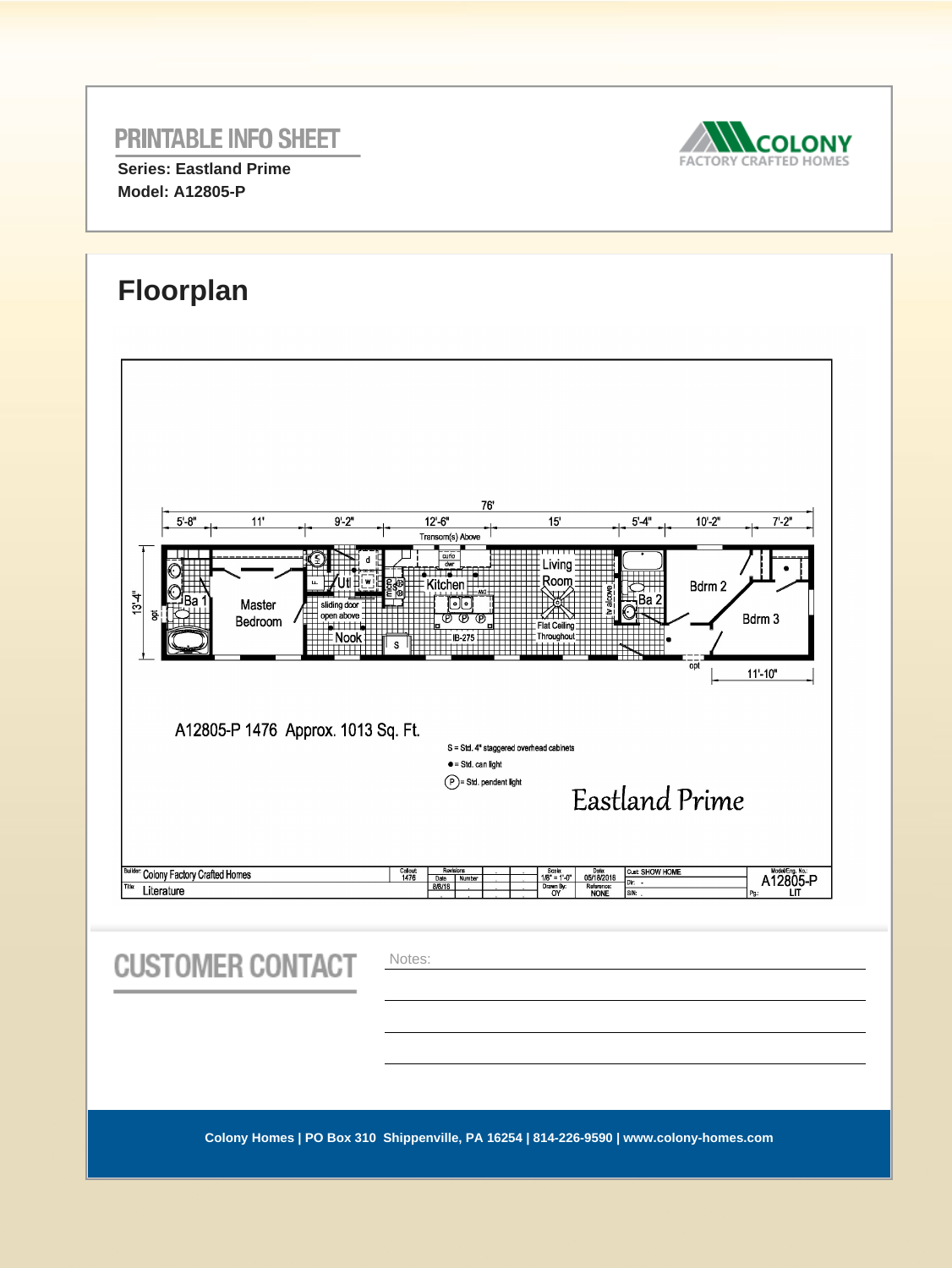# PRINTABLE INFO SHEET

**Series: Eastland Prime**
**Model: A12805-P**

COLONY FACTORY CRAFTED HOMES

## Floorplan

76'

5'-8" | 11' | 9'-2" | 12'-6" | 15' | 5'-4" | 10'-2" | 7'-2"

Transom(s) Above

13'-4"

Ba 1 | Master Bedroom | Utl | sliding door open above | Nook | Kitchen | IB-275 | Living Room | Flat Ceiling Throughout | tv alcove | Ba 2 | Bdrm 2 | Bdrm 3

opt | 11'-10"

A12805-P 1476 Approx. 1013 Sq. Ft.

S = Std. 4" staggered overhead cabinets

● = Std. can light

(P) = Std. pendent light

Eastland Prime

Builder: Colony Factory Crafted Homes
Title: Literature
Callout: 1476
Revisions: Date 8/8/18
Scale: 1/8" = 1'-0"
Drawn By: OY
Date: 05/18/2018
Reference: NONE
Cust: SHOW HOME
Model/Eng. No.: A12805-P
Pg.: LIT

# CUSTOMER CONTACT

Notes:

Colony Homes | PO Box 310 Shippenville, PA 16254 | 814-226-9590 | www.colony-homes.com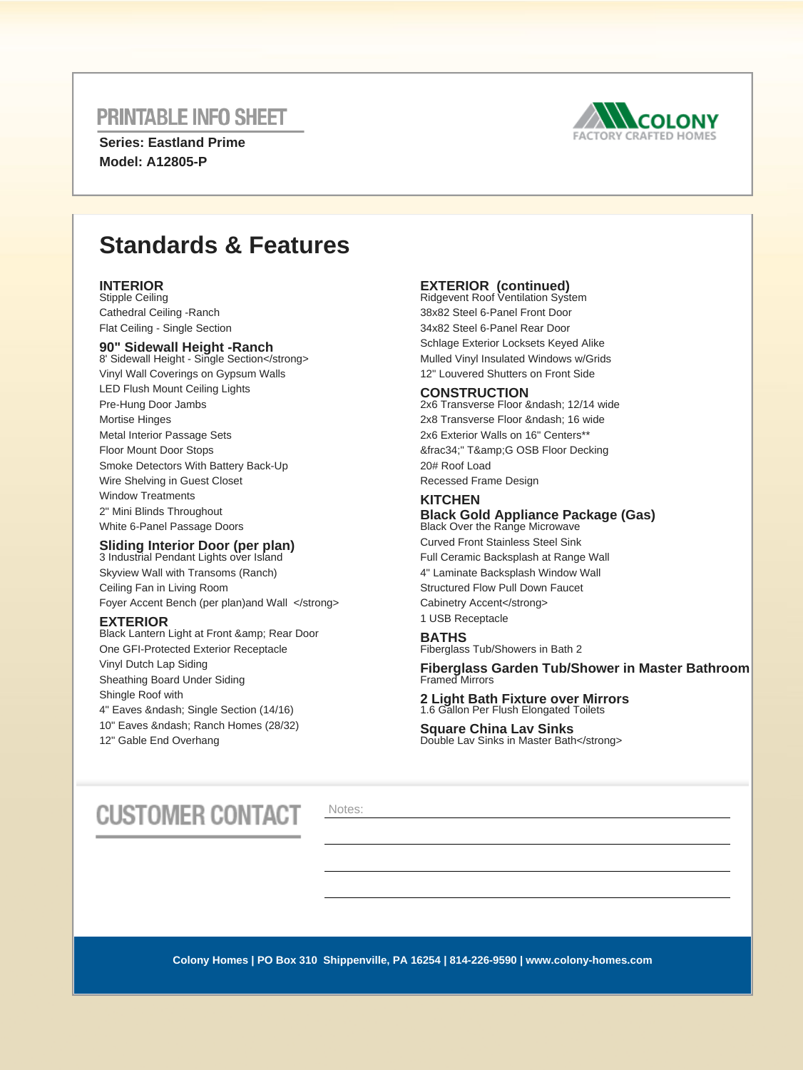# PRINTABLE INFO SHEET

**Series: Eastland Prime**
**Model: A12805-P**

COLONY
FACTORY CRAFTED HOMES

## Standards & Features

### INTERIOR
Stipple Ceiling
Cathedral Ceiling -Ranch
Flat Ceiling - Single Section

**90" Sidewall Height -Ranch**
8' Sidewall Height - Single Section</strong>
Vinyl Wall Coverings on Gypsum Walls
LED Flush Mount Ceiling Lights
Pre-Hung Door Jambs
Mortise Hinges
Metal Interior Passage Sets
Floor Mount Door Stops
Smoke Detectors With Battery Back-Up
Wire Shelving in Guest Closet
Window Treatments
2" Mini Blinds Throughout
White 6-Panel Passage Doors

**Sliding Interior Door (per plan)**
3 Industrial Pendant Lights over Island
Skyview Wall with Transoms (Ranch)
Ceiling Fan in Living Room
Foyer Accent Bench (per plan)and Wall </strong>

### EXTERIOR
Black Lantern Light at Front &amp; Rear Door
One GFI-Protected Exterior Receptacle
Vinyl Dutch Lap Siding
Sheathing Board Under Siding
Shingle Roof with
4" Eaves &ndash; Single Section (14/16)
10" Eaves &ndash; Ranch Homes (28/32)
12" Gable End Overhang

### EXTERIOR (continued)
Ridgevent Roof Ventilation System
38x82 Steel 6-Panel Front Door
34x82 Steel 6-Panel Rear Door
Schlage Exterior Locksets Keyed Alike
Mulled Vinyl Insulated Windows w/Grids
12" Louvered Shutters on Front Side

### CONSTRUCTION
2x6 Transverse Floor &ndash; 12/14 wide
2x8 Transverse Floor &ndash; 16 wide
2x6 Exterior Walls on 16" Centers**
&frac34;" T&amp;G OSB Floor Decking
20# Roof Load
Recessed Frame Design

### KITCHEN
**Black Gold Appliance Package (Gas)**
Black Over the Range Microwave
Curved Front Stainless Steel Sink
Full Ceramic Backsplash at Range Wall
4" Laminate Backsplash Window Wall
Structured Flow Pull Down Faucet
Cabinetry Accent</strong>
1 USB Receptacle

### BATHS
Fiberglass Tub/Showers in Bath 2

**Fiberglass Garden Tub/Shower in Master Bathroom**
Framed Mirrors

**2 Light Bath Fixture over Mirrors**
1.6 Gallon Per Flush Elongated Toilets

**Square China Lav Sinks**
Double Lav Sinks in Master Bath</strong>

## CUSTOMER CONTACT

Notes:

Colony Homes | PO Box 310 Shippenville, PA 16254 | 814-226-9590 | www.colony-homes.com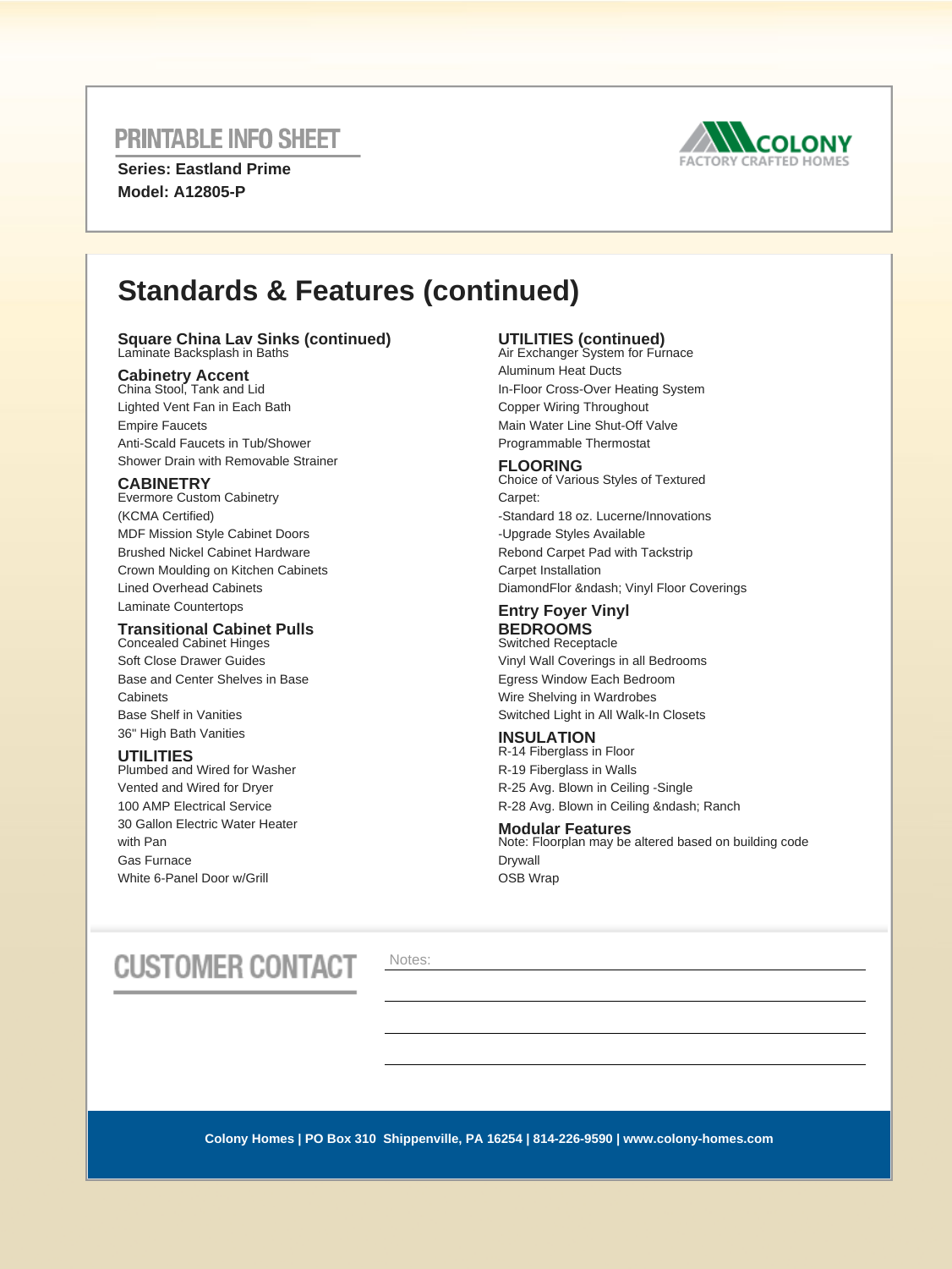# PRINTABLE INFO SHEET

**Series: Eastland Prime**
**Model: A12805-P**

COLONY
FACTORY CRAFTED HOMES

## Standards & Features (continued)

### Square China Lav Sinks (continued)
Laminate Backsplash in Baths

### Cabinetry Accent
China Stool, Tank and Lid
Lighted Vent Fan in Each Bath
Empire Faucets
Anti-Scald Faucets in Tub/Shower
Shower Drain with Removable Strainer

### CABINETRY
Evermore Custom Cabinetry
(KCMA Certified)
MDF Mission Style Cabinet Doors
Brushed Nickel Cabinet Hardware
Crown Moulding on Kitchen Cabinets
Lined Overhead Cabinets
Laminate Countertops

### Transitional Cabinet Pulls
Concealed Cabinet Hinges
Soft Close Drawer Guides
Base and Center Shelves in Base
Cabinets
Base Shelf in Vanities
36" High Bath Vanities

### UTILITIES
Plumbed and Wired for Washer
Vented and Wired for Dryer
100 AMP Electrical Service
30 Gallon Electric Water Heater
with Pan
Gas Furnace
White 6-Panel Door w/Grill

### UTILITIES (continued)
Air Exchanger System for Furnace
Aluminum Heat Ducts
In-Floor Cross-Over Heating System
Copper Wiring Throughout
Main Water Line Shut-Off Valve
Programmable Thermostat

### FLOORING
Choice of Various Styles of Textured
Carpet:
-Standard 18 oz. Lucerne/Innovations
-Upgrade Styles Available
Rebond Carpet Pad with Tackstrip
Carpet Installation
DiamondFlor &ndash; Vinyl Floor Coverings

### Entry Foyer Vinyl

### BEDROOMS
Switched Receptacle
Vinyl Wall Coverings in all Bedrooms
Egress Window Each Bedroom
Wire Shelving in Wardrobes
Switched Light in All Walk-In Closets

### INSULATION
R-14 Fiberglass in Floor
R-19 Fiberglass in Walls
R-25 Avg. Blown in Ceiling -Single
R-28 Avg. Blown in Ceiling &ndash; Ranch

### Modular Features
Note: Floorplan may be altered based on building code
Drywall
OSB Wrap

## CUSTOMER CONTACT

Notes:

**Colony Homes | PO Box 310 Shippenville, PA 16254 | 814-226-9590 | www.colony-homes.com**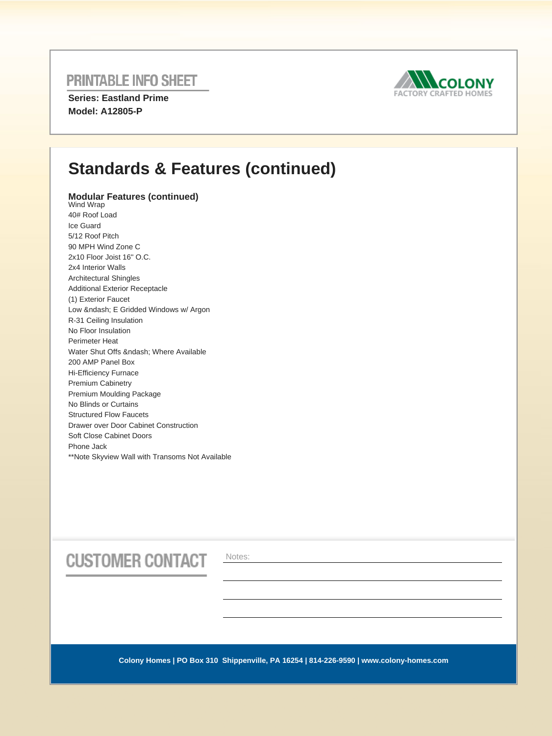PRINTABLE INFO SHEET

**Series: Eastland Prime**
**Model: A12805-P**

COLONY FACTORY CRAFTED HOMES

# Standards & Features (continued)

### Modular Features (continued)

Wind Wrap
40# Roof Load
Ice Guard
5/12 Roof Pitch
90 MPH Wind Zone C
2x10 Floor Joist 16" O.C.
2x4 Interior Walls
Architectural Shingles
Additional Exterior Receptacle
(1) Exterior Faucet
Low &ndash; E Gridded Windows w/ Argon
R-31 Ceiling Insulation
No Floor Insulation
Perimeter Heat
Water Shut Offs &ndash; Where Available
200 AMP Panel Box
Hi-Efficiency Furnace
Premium Cabinetry
Premium Moulding Package
No Blinds or Curtains
Structured Flow Faucets
Drawer over Door Cabinet Construction
Soft Close Cabinet Doors
Phone Jack
**Note Skyview Wall with Transoms Not Available

## CUSTOMER CONTACT

Notes:

**Colony Homes | PO Box 310 Shippenville, PA 16254 | 814-226-9590 | www.colony-homes.com**